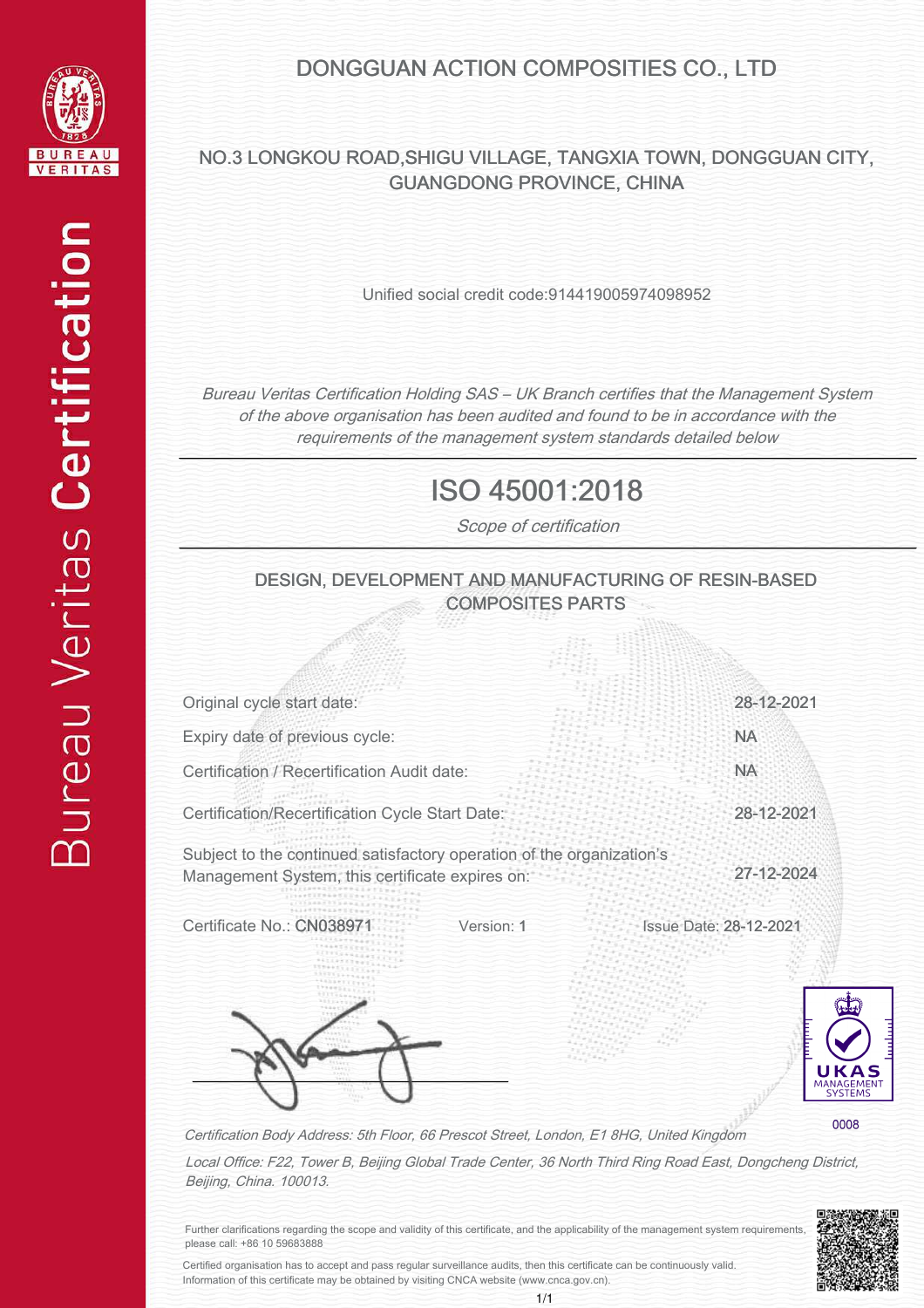Bureau Veritas **Certification**

# DONGGUAN ACTION COMPOSITIES CO., LTD

NO.3 LONGKOU ROAD,SHIGU VILLAGE, TANGXIA TOWN, DONGGUAN CITY, GUANGDONG PROVINCE, CHINA

Unified social credit code:914419005974098952

*Bureau Veritas Certification Holding SAS – UK Branch certifies that the Management System of the above organisation has been audited and found to be in accordance with the requirements of the management system standards detailed below*

---

## ISO 45001:2018

*Scope of certification*

---

DESIGN, DEVELOPMENT AND MANUFACTURING OF RESIN-BASED COMPOSITES PARTS

| | |
|---|---|
| Original cycle start date: | 28-12-2021 |
| Expiry date of previous cycle: | NA |
| Certification / Recertification Audit date: | NA |
| Certification/Recertification Cycle Start Date: | 28-12-2021 |
| Subject to the continued satisfactory operation of the organization's Management System, this certificate expires on: | 27-12-2024 |

Certificate No.: CN038971 Version: 1 Issue Date: 28-12-2021

UKAS MANAGEMENT SYSTEMS

0008

*Certification Body Address: 5th Floor, 66 Prescot Street, London, E1 8HG, United Kingdom*

*Local Office: F22, Tower B, Beijing Global Trade Center, 36 North Third Ring Road East, Dongcheng District, Beijing, China. 100013.*

Further clarifications regarding the scope and validity of this certificate, and the applicability of the management system requirements, please call: +86 10 59683888

Certified organisation has to accept and pass regular surveillance audits, then this certificate can be continuously valid. Information of this certificate may be obtained by visiting CNCA website (www.cnca.gov.cn).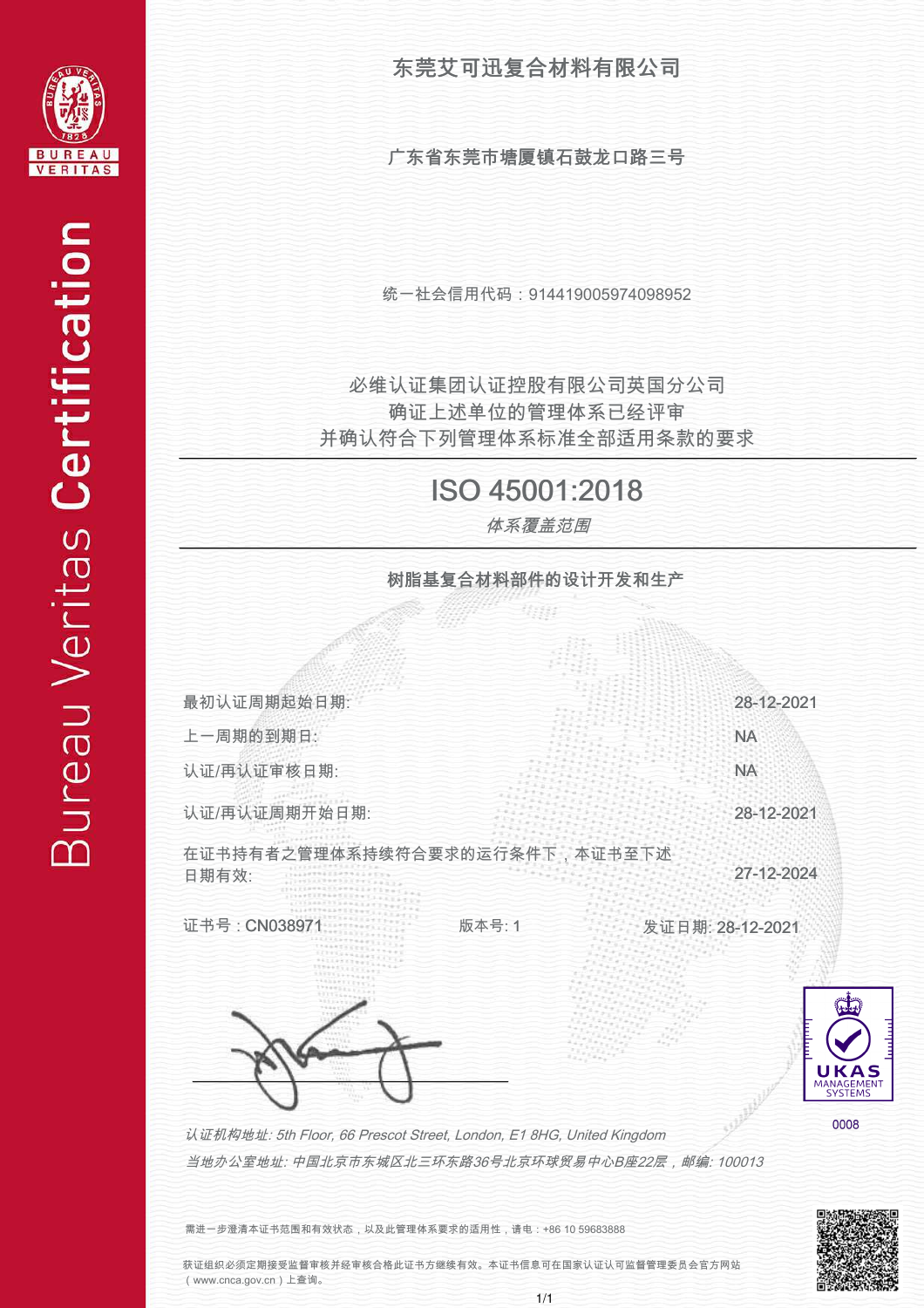Bureau Veritas Certification

BUREAU VERITAS

# 东莞艾可迅复合材料有限公司

广东省东莞市塘厦镇石鼓龙口路三号

统一社会信用代码：914419005974098952

必维认证集团认证控股有限公司英国分公司
确证上述单位的管理体系已经评审
并确认符合下列管理体系标准全部适用条款的要求

## ISO 45001:2018

*体系覆盖范围*

**树脂基复合材料部件的设计开发和生产**

| | |
|---|---|
| 最初认证周期起始日期: | 28-12-2021 |
| 上一周期的到期日: | NA |
| 认证/再认证审核日期: | NA |
| 认证/再认证周期开始日期: | 28-12-2021 |
| 在证书持有者之管理体系持续符合要求的运行条件下，本证书至下述日期有效: | 27-12-2024 |

证书号：CN038971 版本号: 1 发证日期: 28-12-2021

UKAS MANAGEMENT SYSTEMS

0008

*认证机构地址: 5th Floor, 66 Prescot Street, London, E1 8HG, United Kingdom*

*当地办公室地址: 中国北京市东城区北三环东路36号北京环球贸易中心B座22层，邮编: 100013*

需进一步澄清本证书范围和有效状态，以及此管理体系要求的适用性，请电：+86 10 59683888

获证组织必须定期接受监督审核并经审核合格此证书方继续有效。本证书信息可在国家认证认可监督管理委员会官方网站（www.cnca.gov.cn）上查询。